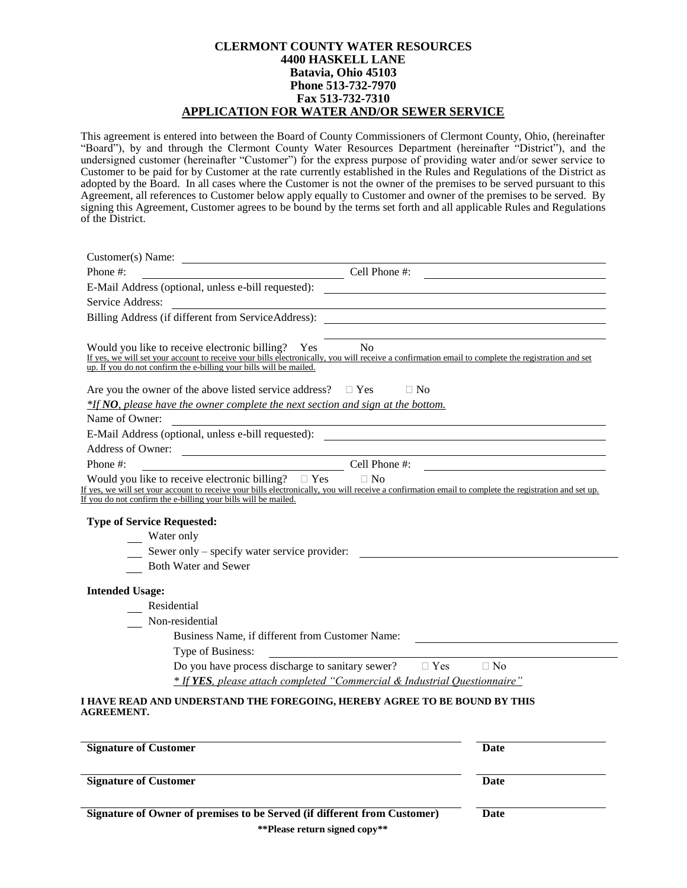**CLERMONT COUNTY WATER RESOURCES**
**4400 HASKELL LANE**
**Batavia, Ohio 45103**
**Phone 513-732-7970**
**Fax 513-732-7310**

# APPLICATION FOR WATER AND/OR SEWER SERVICE

This agreement is entered into between the Board of County Commissioners of Clermont County, Ohio, (hereinafter "Board"), by and through the Clermont County Water Resources Department (hereinafter "District"), and the undersigned customer (hereinafter "Customer") for the express purpose of providing water and/or sewer service to Customer to be paid for by Customer at the rate currently established in the Rules and Regulations of the District as adopted by the Board. In all cases where the Customer is not the owner of the premises to be served pursuant to this Agreement, all references to Customer below apply equally to Customer and owner of the premises to be served. By signing this Agreement, Customer agrees to be bound by the terms set forth and all applicable Rules and Regulations of the District.

Customer(s) Name: ______________________________________________

Phone #: ______________________ Cell Phone #: ______________________

E-Mail Address (optional, unless e-bill requested): ______________________

Service Address: ______________________________________________

Billing Address (if different from ServiceAddress): ______________________

______________________________________________

Would you like to receive electronic billing? Yes No

If yes, we will set your account to receive your bills electronically, you will receive a confirmation email to complete the registration and set up. If you do not confirm the e-billing your bills will be mailed.

Are you the owner of the above listed service address? ☐ Yes ☐ No

*\*If **NO**, please have the owner complete the next section and sign at the bottom.*

Name of Owner: ______________________________________________

E-Mail Address (optional, unless e-bill requested): ______________________

Address of Owner: ______________________________________________

Phone #: ______________________ Cell Phone #: ______________________

Would you like to receive electronic billing? ☐ Yes ☐ No

If yes, we will set your account to receive your bills electronically, you will receive a confirmation email to complete the registration and set up. If you do not confirm the e-billing your bills will be mailed.

**Type of Service Requested:**

___ Water only

___ Sewer only – specify water service provider: ______________________

___ Both Water and Sewer

**Intended Usage:**

___ Residential

___ Non-residential

Business Name, if different from Customer Name: ______________________

Type of Business: ______________________

Do you have process discharge to sanitary sewer? ☐ Yes ☐ No

*\* If **YES**, please attach completed "Commercial & Industrial Questionnaire"*

**I HAVE READ AND UNDERSTAND THE FOREGOING, HEREBY AGREE TO BE BOUND BY THIS AGREEMENT.**

______________________________________________ ______________

**Signature of Customer** **Date**

______________________________________________ ______________

**Signature of Customer** **Date**

______________________________________________ ______________

**Signature of Owner of premises to be Served (if different from Customer)** **Date**

**\*\*Please return signed copy\*\***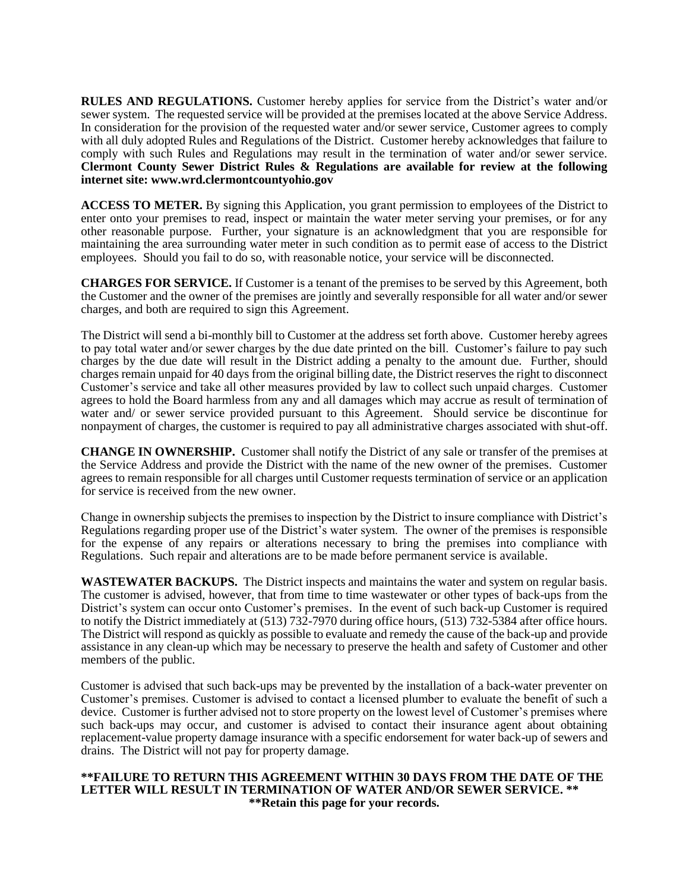**RULES AND REGULATIONS.** Customer hereby applies for service from the District's water and/or sewer system. The requested service will be provided at the premises located at the above Service Address. In consideration for the provision of the requested water and/or sewer service, Customer agrees to comply with all duly adopted Rules and Regulations of the District. Customer hereby acknowledges that failure to comply with such Rules and Regulations may result in the termination of water and/or sewer service. **Clermont County Sewer District Rules & Regulations are available for review at the following internet site: www.wrd.clermontcountyohio.gov**

**ACCESS TO METER.** By signing this Application, you grant permission to employees of the District to enter onto your premises to read, inspect or maintain the water meter serving your premises, or for any other reasonable purpose. Further, your signature is an acknowledgment that you are responsible for maintaining the area surrounding water meter in such condition as to permit ease of access to the District employees. Should you fail to do so, with reasonable notice, your service will be disconnected.

**CHARGES FOR SERVICE.** If Customer is a tenant of the premises to be served by this Agreement, both the Customer and the owner of the premises are jointly and severally responsible for all water and/or sewer charges, and both are required to sign this Agreement.

The District will send a bi-monthly bill to Customer at the address set forth above. Customer hereby agrees to pay total water and/or sewer charges by the due date printed on the bill. Customer's failure to pay such charges by the due date will result in the District adding a penalty to the amount due. Further, should charges remain unpaid for 40 days from the original billing date, the District reserves the right to disconnect Customer's service and take all other measures provided by law to collect such unpaid charges. Customer agrees to hold the Board harmless from any and all damages which may accrue as result of termination of water and/ or sewer service provided pursuant to this Agreement. Should service be discontinue for nonpayment of charges, the customer is required to pay all administrative charges associated with shut-off.

**CHANGE IN OWNERSHIP.** Customer shall notify the District of any sale or transfer of the premises at the Service Address and provide the District with the name of the new owner of the premises. Customer agrees to remain responsible for all charges until Customer requests termination of service or an application for service is received from the new owner.

Change in ownership subjects the premises to inspection by the District to insure compliance with District's Regulations regarding proper use of the District's water system. The owner of the premises is responsible for the expense of any repairs or alterations necessary to bring the premises into compliance with Regulations. Such repair and alterations are to be made before permanent service is available.

**WASTEWATER BACKUPS.** The District inspects and maintains the water and system on regular basis. The customer is advised, however, that from time to time wastewater or other types of back-ups from the District's system can occur onto Customer's premises. In the event of such back-up Customer is required to notify the District immediately at (513) 732-7970 during office hours, (513) 732-5384 after office hours. The District will respond as quickly as possible to evaluate and remedy the cause of the back-up and provide assistance in any clean-up which may be necessary to preserve the health and safety of Customer and other members of the public.

Customer is advised that such back-ups may be prevented by the installation of a back-water preventer on Customer's premises. Customer is advised to contact a licensed plumber to evaluate the benefit of such a device. Customer is further advised not to store property on the lowest level of Customer's premises where such back-ups may occur, and customer is advised to contact their insurance agent about obtaining replacement-value property damage insurance with a specific endorsement for water back-up of sewers and drains. The District will not pay for property damage.

**\*\*FAILURE TO RETURN THIS AGREEMENT WITHIN 30 DAYS FROM THE DATE OF THE LETTER WILL RESULT IN TERMINATION OF WATER AND/OR SEWER SERVICE. \*\***

**\*\*Retain this page for your records.**